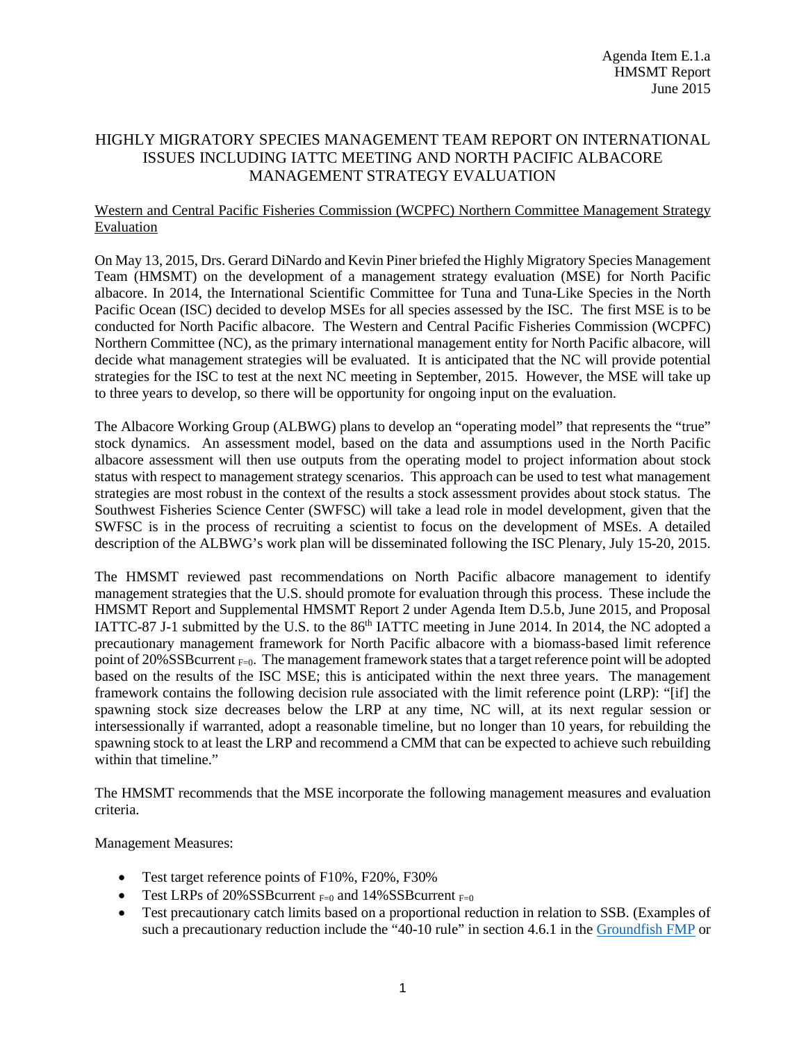Agenda Item E.1.a
HMSMT Report
June 2015

# HIGHLY MIGRATORY SPECIES MANAGEMENT TEAM REPORT ON INTERNATIONAL ISSUES INCLUDING IATTC MEETING AND NORTH PACIFIC ALBACORE MANAGEMENT STRATEGY EVALUATION

## Western and Central Pacific Fisheries Commission (WCPFC) Northern Committee Management Strategy Evaluation

On May 13, 2015, Drs. Gerard DiNardo and Kevin Piner briefed the Highly Migratory Species Management Team (HMSMT) on the development of a management strategy evaluation (MSE) for North Pacific albacore. In 2014, the International Scientific Committee for Tuna and Tuna-Like Species in the North Pacific Ocean (ISC) decided to develop MSEs for all species assessed by the ISC. The first MSE is to be conducted for North Pacific albacore. The Western and Central Pacific Fisheries Commission (WCPFC) Northern Committee (NC), as the primary international management entity for North Pacific albacore, will decide what management strategies will be evaluated. It is anticipated that the NC will provide potential strategies for the ISC to test at the next NC meeting in September, 2015. However, the MSE will take up to three years to develop, so there will be opportunity for ongoing input on the evaluation.

The Albacore Working Group (ALBWG) plans to develop an "operating model" that represents the "true" stock dynamics. An assessment model, based on the data and assumptions used in the North Pacific albacore assessment will then use outputs from the operating model to project information about stock status with respect to management strategy scenarios. This approach can be used to test what management strategies are most robust in the context of the results a stock assessment provides about stock status. The Southwest Fisheries Science Center (SWFSC) will take a lead role in model development, given that the SWFSC is in the process of recruiting a scientist to focus on the development of MSEs. A detailed description of the ALBWG's work plan will be disseminated following the ISC Plenary, July 15-20, 2015.

The HMSMT reviewed past recommendations on North Pacific albacore management to identify management strategies that the U.S. should promote for evaluation through this process. These include the HMSMT Report and Supplemental HMSMT Report 2 under Agenda Item D.5.b, June 2015, and Proposal IATTC-87 J-1 submitted by the U.S. to the 86th IATTC meeting in June 2014. In 2014, the NC adopted a precautionary management framework for North Pacific albacore with a biomass-based limit reference point of 20%SSBcurrent $_{F=0}$. The management framework states that a target reference point will be adopted based on the results of the ISC MSE; this is anticipated within the next three years. The management framework contains the following decision rule associated with the limit reference point (LRP): "[if] the spawning stock size decreases below the LRP at any time, NC will, at its next regular session or intersessionally if warranted, adopt a reasonable timeline, but no longer than 10 years, for rebuilding the spawning stock to at least the LRP and recommend a CMM that can be expected to achieve such rebuilding within that timeline."

The HMSMT recommends that the MSE incorporate the following management measures and evaluation criteria.

Management Measures:

- Test target reference points of F10%, F20%, F30%
- Test LRPs of 20%SSBcurrent $_{F=0}$ and 14%SSBcurrent $_{F=0}$
- Test precautionary catch limits based on a proportional reduction in relation to SSB. (Examples of such a precautionary reduction include the "40-10 rule" in section 4.6.1 in the Groundfish FMP or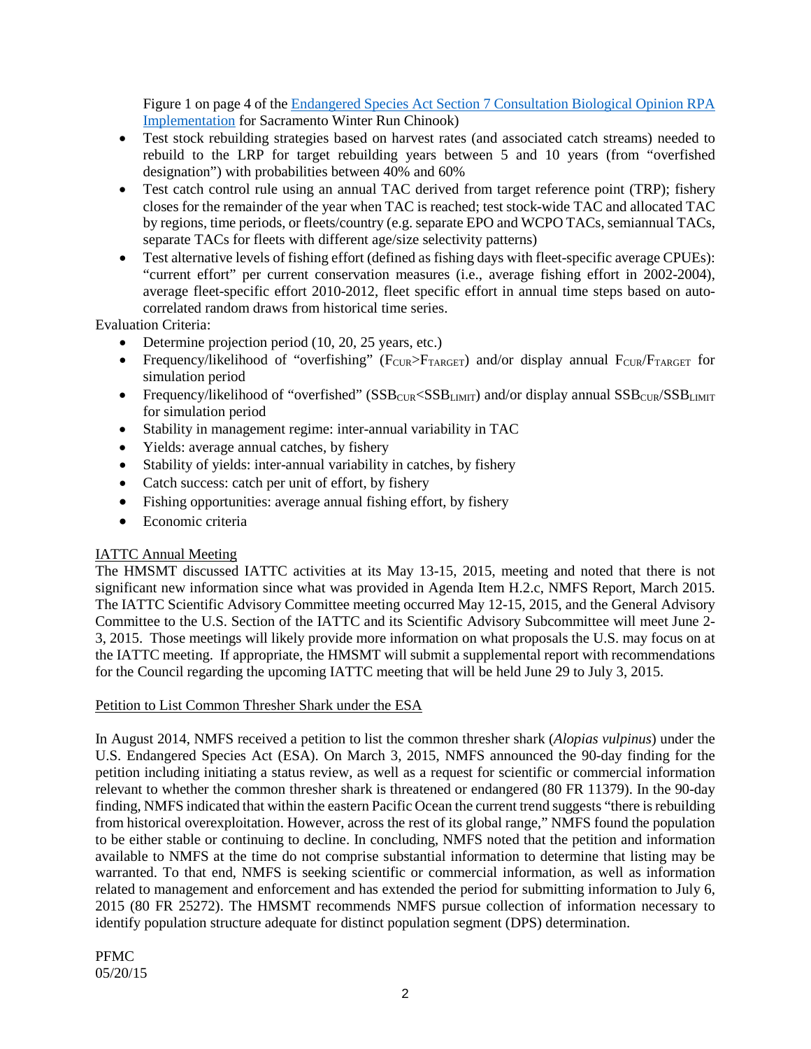Figure 1 on page 4 of the [Endangered Species Act Section 7 Consultation Biological Opinion RPA Implementation] for Sacramento Winter Run Chinook)

- Test stock rebuilding strategies based on harvest rates (and associated catch streams) needed to rebuild to the LRP for target rebuilding years between 5 and 10 years (from "overfished designation") with probabilities between 40% and 60%
- Test catch control rule using an annual TAC derived from target reference point (TRP); fishery closes for the remainder of the year when TAC is reached; test stock-wide TAC and allocated TAC by regions, time periods, or fleets/country (e.g. separate EPO and WCPO TACs, semiannual TACs, separate TACs for fleets with different age/size selectivity patterns)
- Test alternative levels of fishing effort (defined as fishing days with fleet-specific average CPUEs): "current effort" per current conservation measures (i.e., average fishing effort in 2002-2004), average fleet-specific effort 2010-2012, fleet specific effort in annual time steps based on auto-correlated random draws from historical time series.

Evaluation Criteria:

- Determine projection period (10, 20, 25 years, etc.)
- Frequency/likelihood of "overfishing" ($F_{CUR}>F_{TARGET}$) and/or display annual $F_{CUR}/F_{TARGET}$ for simulation period
- Frequency/likelihood of "overfished" ($SSB_{CUR}<SSB_{LIMIT}$) and/or display annual $SSB_{CUR}/SSB_{LIMIT}$ for simulation period
- Stability in management regime: inter-annual variability in TAC
- Yields: average annual catches, by fishery
- Stability of yields: inter-annual variability in catches, by fishery
- Catch success: catch per unit of effort, by fishery
- Fishing opportunities: average annual fishing effort, by fishery
- Economic criteria

## IATTC Annual Meeting

The HMSMT discussed IATTC activities at its May 13-15, 2015, meeting and noted that there is not significant new information since what was provided in Agenda Item H.2.c, NMFS Report, March 2015. The IATTC Scientific Advisory Committee meeting occurred May 12-15, 2015, and the General Advisory Committee to the U.S. Section of the IATTC and its Scientific Advisory Subcommittee will meet June 2-3, 2015. Those meetings will likely provide more information on what proposals the U.S. may focus on at the IATTC meeting. If appropriate, the HMSMT will submit a supplemental report with recommendations for the Council regarding the upcoming IATTC meeting that will be held June 29 to July 3, 2015.

## Petition to List Common Thresher Shark under the ESA

In August 2014, NMFS received a petition to list the common thresher shark (*Alopias vulpinus*) under the U.S. Endangered Species Act (ESA). On March 3, 2015, NMFS announced the 90-day finding for the petition including initiating a status review, as well as a request for scientific or commercial information relevant to whether the common thresher shark is threatened or endangered (80 FR 11379). In the 90-day finding, NMFS indicated that within the eastern Pacific Ocean the current trend suggests "there is rebuilding from historical overexploitation. However, across the rest of its global range," NMFS found the population to be either stable or continuing to decline. In concluding, NMFS noted that the petition and information available to NMFS at the time do not comprise substantial information to determine that listing may be warranted. To that end, NMFS is seeking scientific or commercial information, as well as information related to management and enforcement and has extended the period for submitting information to July 6, 2015 (80 FR 25272). The HMSMT recommends NMFS pursue collection of information necessary to identify population structure adequate for distinct population segment (DPS) determination.

PFMC
05/20/15